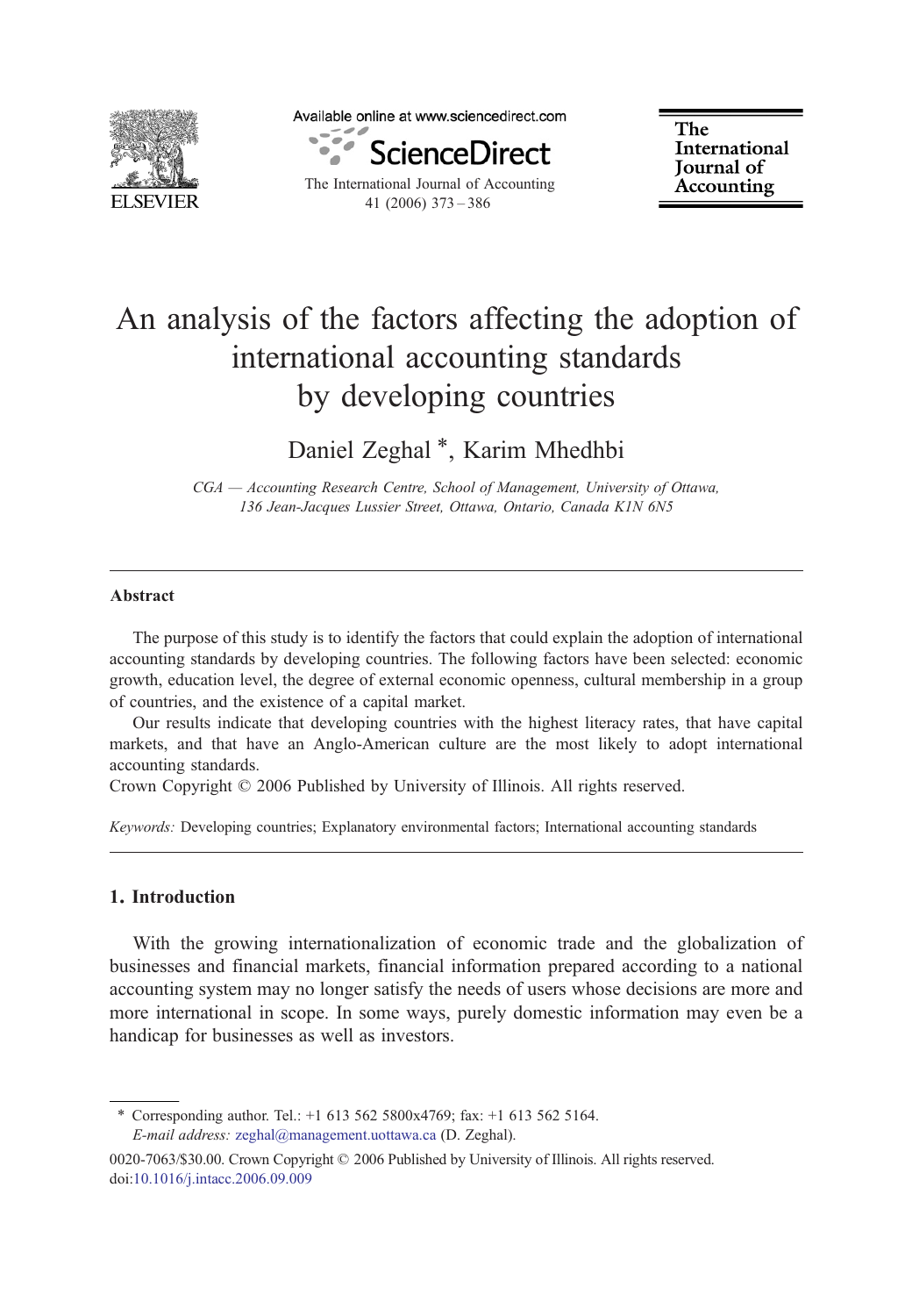# An analysis of the factors affecting the adoption of international accounting standards by developing countries

Daniel Zeghal [*], Karim Mhedhbi

*CGA — Accounting Research Centre, School of Management, University of Ottawa, 136 Jean-Jacques Lussier Street, Ottawa, Ontario, Canada K1N 6N5*

---

## Abstract

The purpose of this study is to identify the factors that could explain the adoption of international accounting standards by developing countries. The following factors have been selected: economic growth, education level, the degree of external economic openness, cultural membership in a group of countries, and the existence of a capital market.

Our results indicate that developing countries with the highest literacy rates, that have capital markets, and that have an Anglo-American culture are the most likely to adopt international accounting standards.

Crown Copyright © 2006 Published by University of Illinois. All rights reserved.

*Keywords:* Developing countries; Explanatory environmental factors; International accounting standards

---

## 1. Introduction

With the growing internationalization of economic trade and the globalization of businesses and financial markets, financial information prepared according to a national accounting system may no longer satisfy the needs of users whose decisions are more and more international in scope. In some ways, purely domestic information may even be a handicap for businesses as well as investors.

---

[*] Corresponding author. Tel.: +1 613 562 5800x4769; fax: +1 613 562 5164.
*E-mail address:* zeghal@management.uottawa.ca (D. Zeghal).

0020-7063/$30.00. Crown Copyright © 2006 Published by University of Illinois. All rights reserved.
doi:10.1016/j.intacc.2006.09.009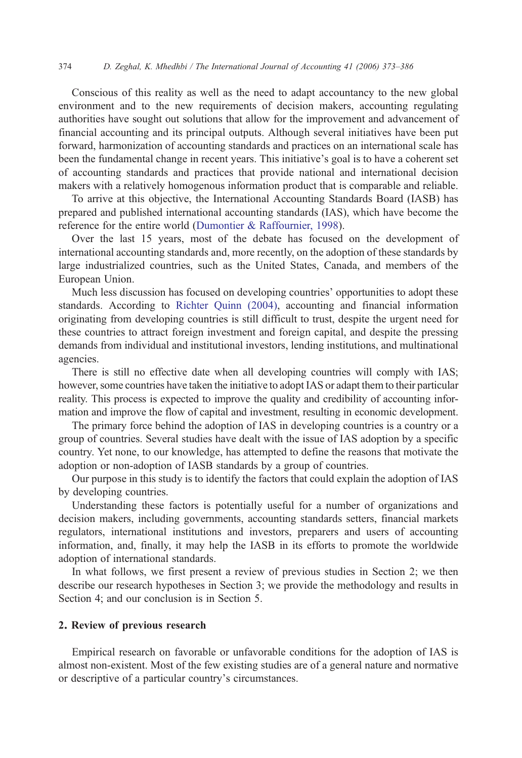Conscious of this reality as well as the need to adapt accountancy to the new global environment and to the new requirements of decision makers, accounting regulating authorities have sought out solutions that allow for the improvement and advancement of financial accounting and its principal outputs. Although several initiatives have been put forward, harmonization of accounting standards and practices on an international scale has been the fundamental change in recent years. This initiative's goal is to have a coherent set of accounting standards and practices that provide national and international decision makers with a relatively homogenous information product that is comparable and reliable.

To arrive at this objective, the International Accounting Standards Board (IASB) has prepared and published international accounting standards (IAS), which have become the reference for the entire world (Dumontier & Raffournier, 1998).

Over the last 15 years, most of the debate has focused on the development of international accounting standards and, more recently, on the adoption of these standards by large industrialized countries, such as the United States, Canada, and members of the European Union.

Much less discussion has focused on developing countries' opportunities to adopt these standards. According to Richter Quinn (2004), accounting and financial information originating from developing countries is still difficult to trust, despite the urgent need for these countries to attract foreign investment and foreign capital, and despite the pressing demands from individual and institutional investors, lending institutions, and multinational agencies.

There is still no effective date when all developing countries will comply with IAS; however, some countries have taken the initiative to adopt IAS or adapt them to their particular reality. This process is expected to improve the quality and credibility of accounting information and improve the flow of capital and investment, resulting in economic development.

The primary force behind the adoption of IAS in developing countries is a country or a group of countries. Several studies have dealt with the issue of IAS adoption by a specific country. Yet none, to our knowledge, has attempted to define the reasons that motivate the adoption or non-adoption of IASB standards by a group of countries.

Our purpose in this study is to identify the factors that could explain the adoption of IAS by developing countries.

Understanding these factors is potentially useful for a number of organizations and decision makers, including governments, accounting standards setters, financial markets regulators, international institutions and investors, preparers and users of accounting information, and, finally, it may help the IASB in its efforts to promote the worldwide adoption of international standards.

In what follows, we first present a review of previous studies in Section 2; we then describe our research hypotheses in Section 3; we provide the methodology and results in Section 4; and our conclusion is in Section 5.

## 2. Review of previous research

Empirical research on favorable or unfavorable conditions for the adoption of IAS is almost non-existent. Most of the few existing studies are of a general nature and normative or descriptive of a particular country's circumstances.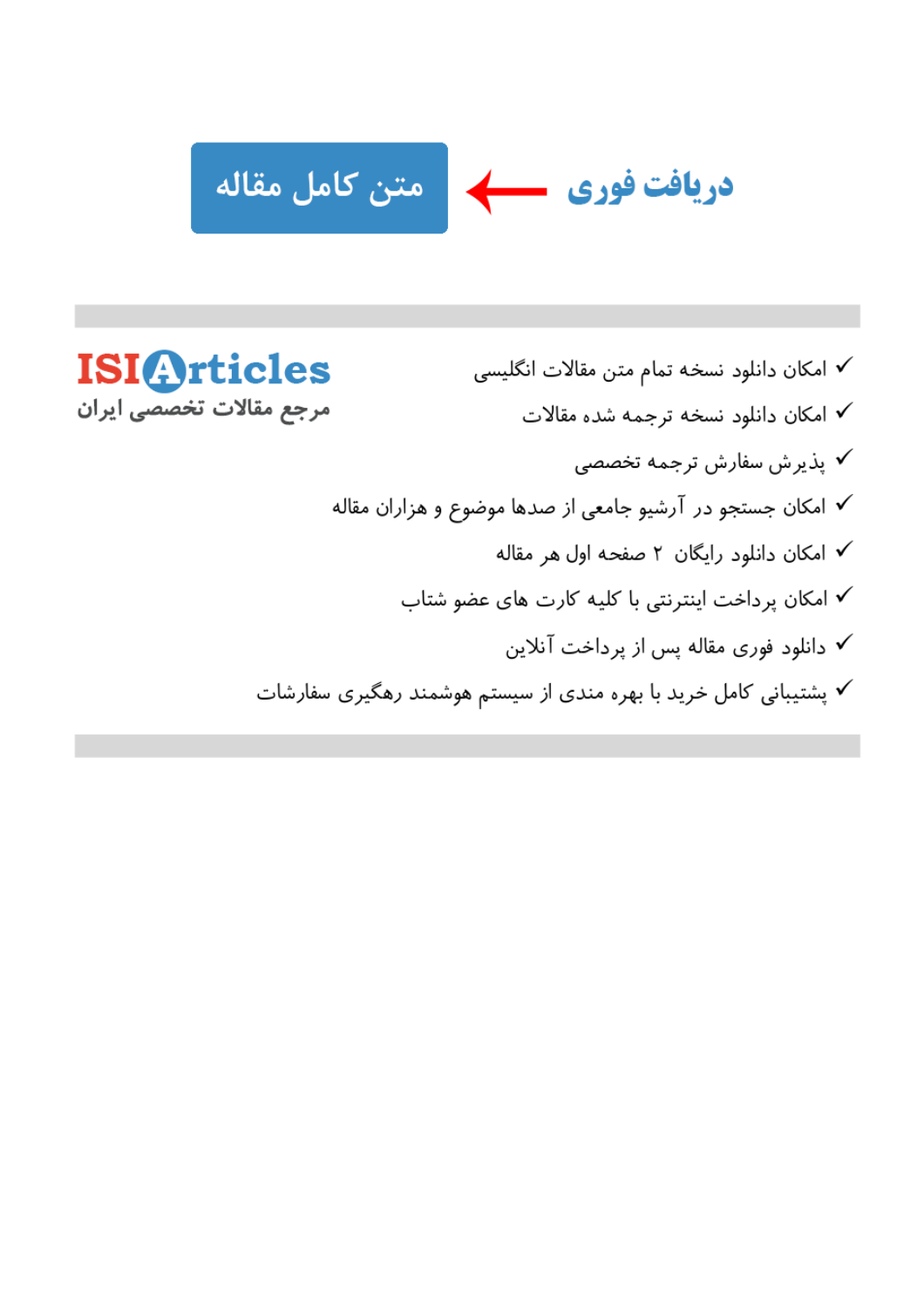دریافت فوری ← **متن کامل مقاله**

**ISIArticles**
مرجع مقالات تخصصی ایران

- ✓ امکان دانلود نسخه تمام متن مقالات انگلیسی
- ✓ امکان دانلود نسخه ترجمه شده مقالات
- ✓ پذیرش سفارش ترجمه تخصصی
- ✓ امکان جستجو در آرشیو جامعی از صدها موضوع و هزاران مقاله
- ✓ امکان دانلود رایگان ۲ صفحه اول هر مقاله
- ✓ امکان پرداخت اینترنتی با کلیه کارت های عضو شتاب
- ✓ دانلود فوری مقاله پس از پرداخت آنلاین
- ✓ پشتیبانی کامل خرید با بهره مندی از سیستم هوشمند رهگیری سفارشات